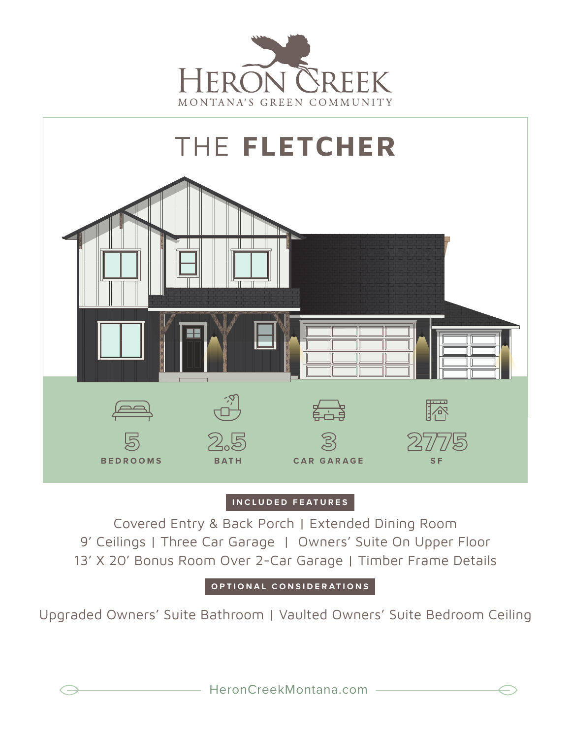HERON CREEK
MONTANA'S GREEN COMMUNITY

# THE FLETCHER

5 BEDROOMS | 2.5 BATH | 3 CAR GARAGE | 2775 SF

## INCLUDED FEATURES

Covered Entry & Back Porch | Extended Dining Room
9' Ceilings | Three Car Garage | Owners' Suite On Upper Floor
13' X 20' Bonus Room Over 2-Car Garage | Timber Frame Details

## OPTIONAL CONSIDERATIONS

Upgraded Owners' Suite Bathroom | Vaulted Owners' Suite Bedroom Ceiling

HeronCreekMontana.com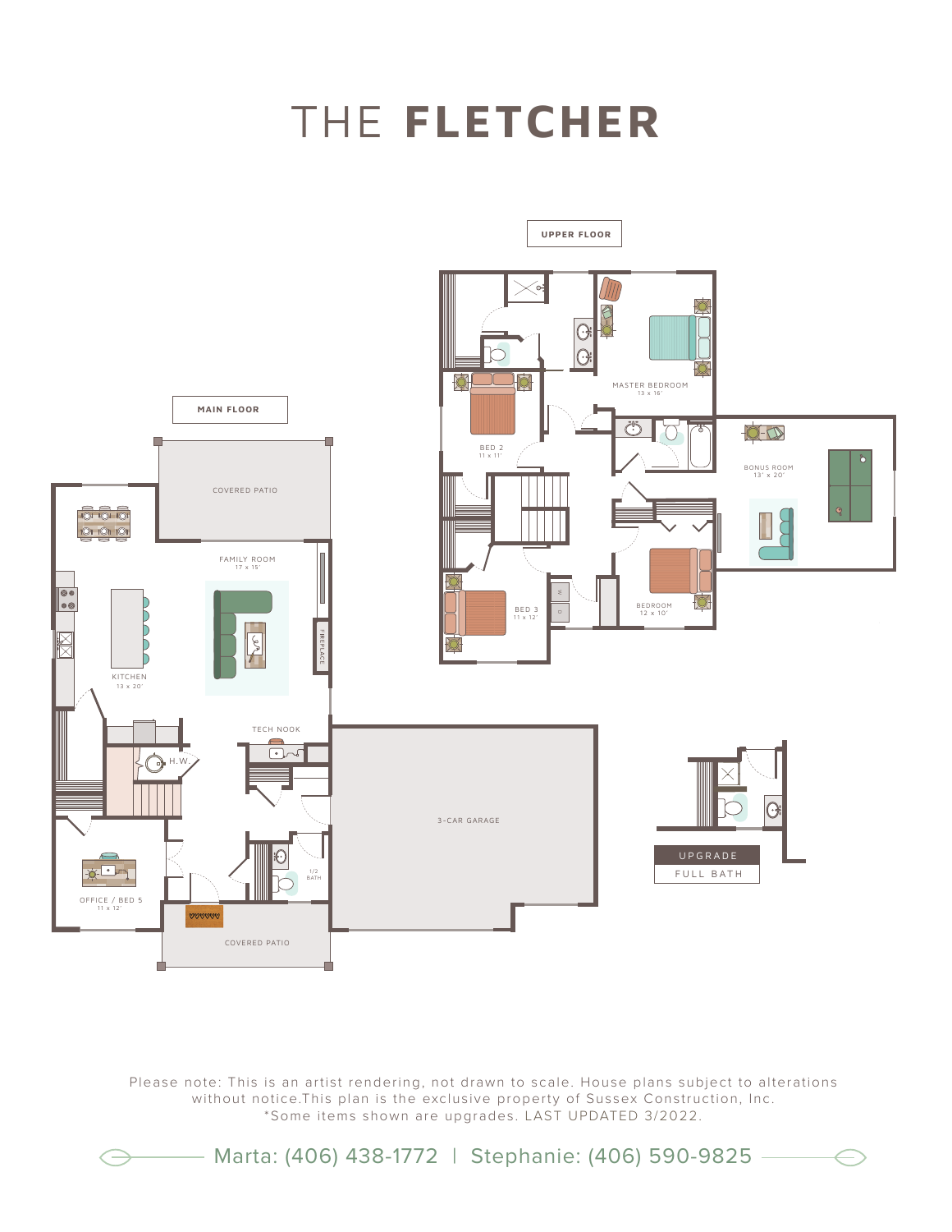# THE FLETCHER

## UPPER FLOOR

MASTER BEDROOM
13 x 16'

BED 2
11 x 11'

BONUS ROOM
13' x 20'

BED 3
11 x 12'

BEDROOM
12 x 10'

W

D

## MAIN FLOOR

COVERED PATIO

FAMILY ROOM
17 x 15'

KITCHEN
13 x 20'

FIREPLACE

TECH NOOK

H.W.

3-CAR GARAGE

OFFICE / BED 5
11 x 12'

1/2 BATH

COVERED PATIO

UPGRADE
FULL BATH

Please note: This is an artist rendering, not drawn to scale. House plans subject to alterations without notice.This plan is the exclusive property of Sussex Construction, Inc. *Some items shown are upgrades. LAST UPDATED 3/2022.

Marta: (406) 438-1772 | Stephanie: (406) 590-9825